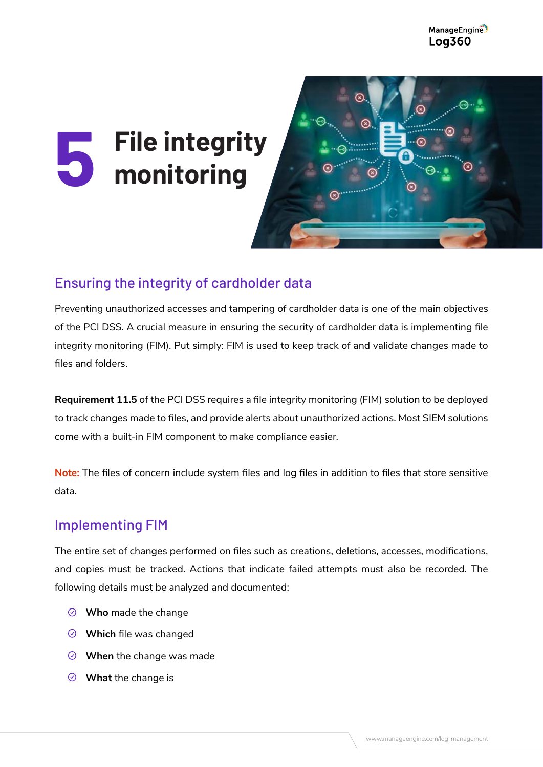# 5 File integrity monitoring

## Ensuring the integrity of cardholder data

Preventing unauthorized accesses and tampering of cardholder data is one of the main objectives of the PCI DSS. A crucial measure in ensuring the security of cardholder data is implementing file integrity monitoring (FIM). Put simply: FIM is used to keep track of and validate changes made to files and folders.

**Requirement 11.5** of the PCI DSS requires a file integrity monitoring (FIM) solution to be deployed to track changes made to files, and provide alerts about unauthorized actions. Most SIEM solutions come with a built-in FIM component to make compliance easier.

**Note:** The files of concern include system files and log files in addition to files that store sensitive data.

## Implementing FIM

The entire set of changes performed on files such as creations, deletions, accesses, modifications, and copies must be tracked. Actions that indicate failed attempts must also be recorded. The following details must be analyzed and documented:

- **Who** made the change
- **Which** file was changed
- **When** the change was made
- **What** the change is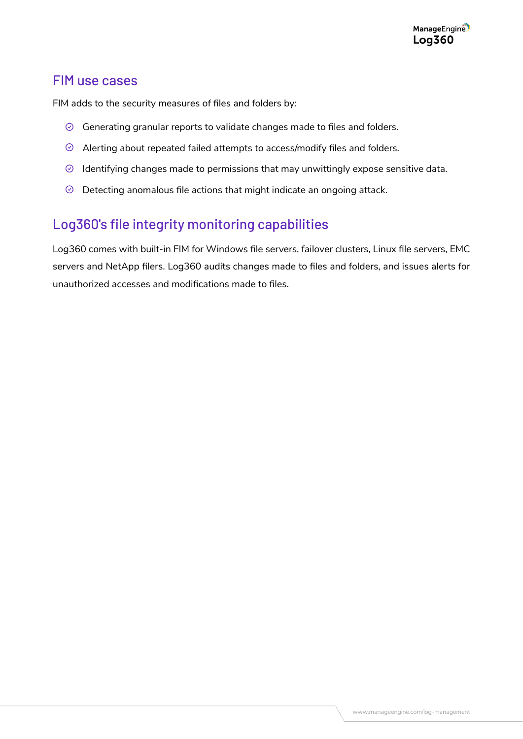## FIM use cases

FIM adds to the security measures of files and folders by:

- Generating granular reports to validate changes made to files and folders.
- Alerting about repeated failed attempts to access/modify files and folders.
- Identifying changes made to permissions that may unwittingly expose sensitive data.
- Detecting anomalous file actions that might indicate an ongoing attack.

## Log360's file integrity monitoring capabilities

Log360 comes with built-in FIM for Windows file servers, failover clusters, Linux file servers, EMC servers and NetApp filers. Log360 audits changes made to files and folders, and issues alerts for unauthorized accesses and modifications made to files.